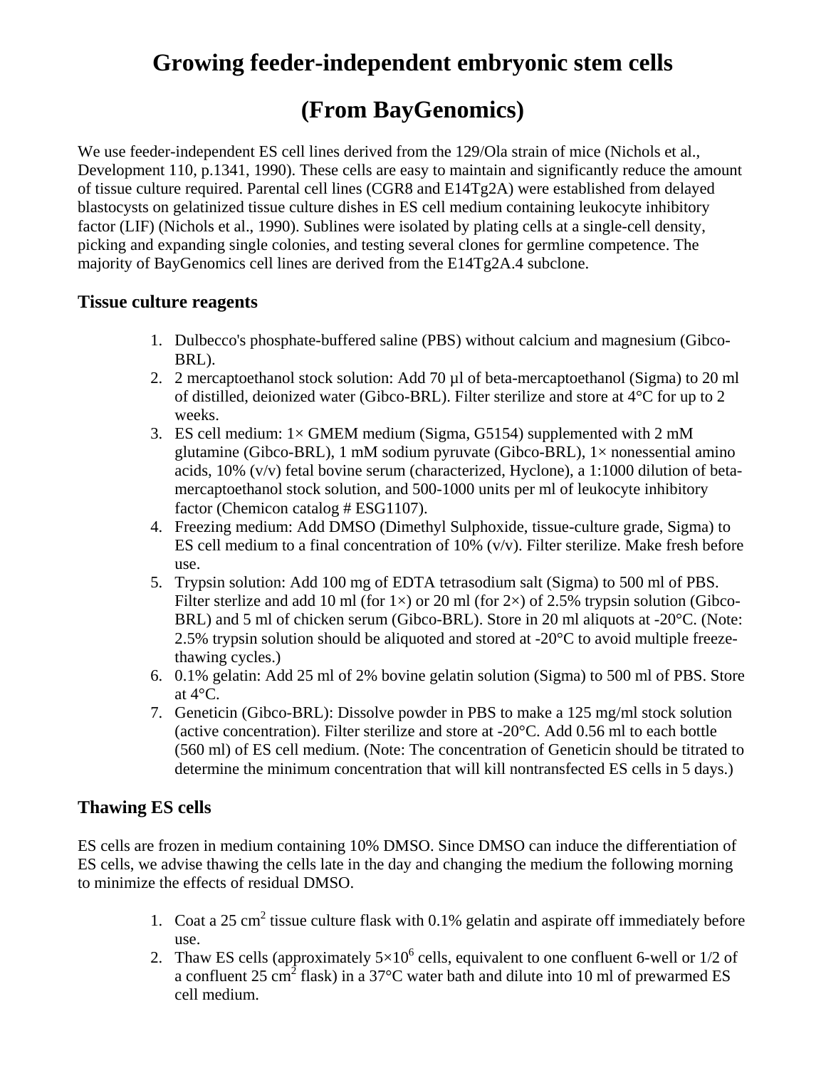# Growing feeder-independent embryonic stem cells

# (From BayGenomics)

We use feeder-independent ES cell lines derived from the 129/Ola strain of mice (Nichols et al., Development 110, p.1341, 1990). These cells are easy to maintain and significantly reduce the amount of tissue culture required. Parental cell lines (CGR8 and E14Tg2A) were established from delayed blastocysts on gelatinized tissue culture dishes in ES cell medium containing leukocyte inhibitory factor (LIF) (Nichols et al., 1990). Sublines were isolated by plating cells at a single-cell density, picking and expanding single colonies, and testing several clones for germline competence. The majority of BayGenomics cell lines are derived from the E14Tg2A.4 subclone.

## Tissue culture reagents

1. Dulbecco's phosphate-buffered saline (PBS) without calcium and magnesium (Gibco-BRL).
2. 2 mercaptoethanol stock solution: Add 70 µl of beta-mercaptoethanol (Sigma) to 20 ml of distilled, deionized water (Gibco-BRL). Filter sterilize and store at 4°C for up to 2 weeks.
3. ES cell medium: 1× GMEM medium (Sigma, G5154) supplemented with 2 mM glutamine (Gibco-BRL), 1 mM sodium pyruvate (Gibco-BRL), 1× nonessential amino acids, 10% (v/v) fetal bovine serum (characterized, Hyclone), a 1:1000 dilution of beta-mercaptoethanol stock solution, and 500-1000 units per ml of leukocyte inhibitory factor (Chemicon catalog # ESG1107).
4. Freezing medium: Add DMSO (Dimethyl Sulphoxide, tissue-culture grade, Sigma) to ES cell medium to a final concentration of 10% (v/v). Filter sterilize. Make fresh before use.
5. Trypsin solution: Add 100 mg of EDTA tetrasodium salt (Sigma) to 500 ml of PBS. Filter sterlize and add 10 ml (for 1×) or 20 ml (for 2×) of 2.5% trypsin solution (Gibco-BRL) and 5 ml of chicken serum (Gibco-BRL). Store in 20 ml aliquots at -20°C. (Note: 2.5% trypsin solution should be aliquoted and stored at -20°C to avoid multiple freeze-thawing cycles.)
6. 0.1% gelatin: Add 25 ml of 2% bovine gelatin solution (Sigma) to 500 ml of PBS. Store at 4°C.
7. Geneticin (Gibco-BRL): Dissolve powder in PBS to make a 125 mg/ml stock solution (active concentration). Filter sterilize and store at -20°C. Add 0.56 ml to each bottle (560 ml) of ES cell medium. (Note: The concentration of Geneticin should be titrated to determine the minimum concentration that will kill nontransfected ES cells in 5 days.)

## Thawing ES cells

ES cells are frozen in medium containing 10% DMSO. Since DMSO can induce the differentiation of ES cells, we advise thawing the cells late in the day and changing the medium the following morning to minimize the effects of residual DMSO.

1. Coat a 25 $cm^2$ tissue culture flask with 0.1% gelatin and aspirate off immediately before use.
2. Thaw ES cells (approximately $5\times10^6$ cells, equivalent to one confluent 6-well or 1/2 of a confluent 25 $cm^2$ flask) in a 37°C water bath and dilute into 10 ml of prewarmed ES cell medium.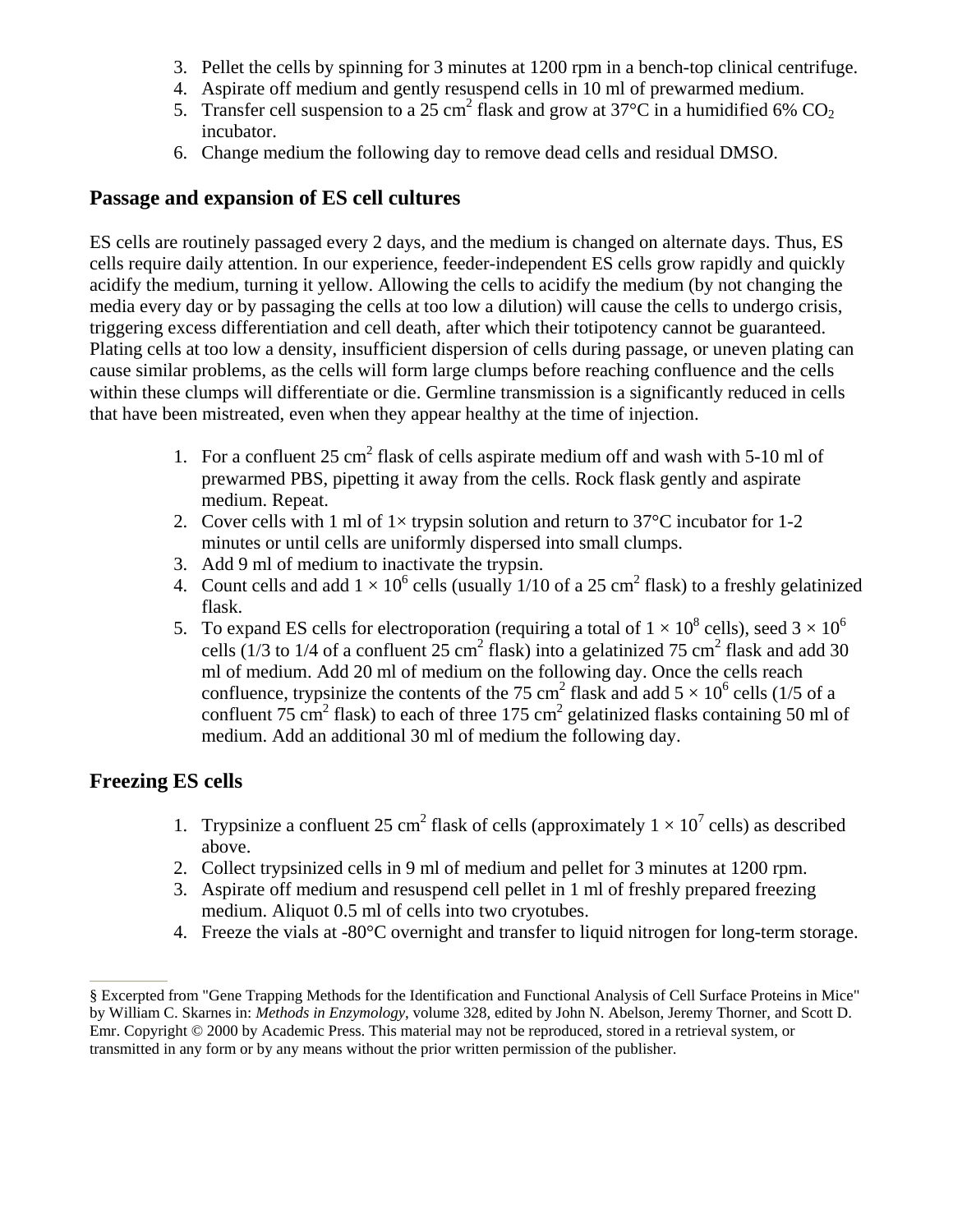3. Pellet the cells by spinning for 3 minutes at 1200 rpm in a bench-top clinical centrifuge.
4. Aspirate off medium and gently resuspend cells in 10 ml of prewarmed medium.
5. Transfer cell suspension to a 25 $cm^2$ flask and grow at 37°C in a humidified 6% $CO_2$ incubator.
6. Change medium the following day to remove dead cells and residual DMSO.

## Passage and expansion of ES cell cultures

ES cells are routinely passaged every 2 days, and the medium is changed on alternate days. Thus, ES cells require daily attention. In our experience, feeder-independent ES cells grow rapidly and quickly acidify the medium, turning it yellow. Allowing the cells to acidify the medium (by not changing the media every day or by passaging the cells at too low a dilution) will cause the cells to undergo crisis, triggering excess differentiation and cell death, after which their totipotency cannot be guaranteed. Plating cells at too low a density, insufficient dispersion of cells during passage, or uneven plating can cause similar problems, as the cells will form large clumps before reaching confluence and the cells within these clumps will differentiate or die. Germline transmission is a significantly reduced in cells that have been mistreated, even when they appear healthy at the time of injection.

1. For a confluent 25 $cm^2$ flask of cells aspirate medium off and wash with 5-10 ml of prewarmed PBS, pipetting it away from the cells. Rock flask gently and aspirate medium. Repeat.
2. Cover cells with 1 ml of 1× trypsin solution and return to 37°C incubator for 1-2 minutes or until cells are uniformly dispersed into small clumps.
3. Add 9 ml of medium to inactivate the trypsin.
4. Count cells and add $1 \times 10^6$ cells (usually 1/10 of a 25 $cm^2$ flask) to a freshly gelatinized flask.
5. To expand ES cells for electroporation (requiring a total of $1 \times 10^8$ cells), seed $3 \times 10^6$ cells (1/3 to 1/4 of a confluent 25 $cm^2$ flask) into a gelatinized 75 $cm^2$ flask and add 30 ml of medium. Add 20 ml of medium on the following day. Once the cells reach confluence, trypsinize the contents of the 75 $cm^2$ flask and add $5 \times 10^6$ cells (1/5 of a confluent 75 $cm^2$ flask) to each of three 175 $cm^2$ gelatinized flasks containing 50 ml of medium. Add an additional 30 ml of medium the following day.

## Freezing ES cells

1. Trypsinize a confluent 25 $cm^2$ flask of cells (approximately $1 \times 10^7$ cells) as described above.
2. Collect trypsinized cells in 9 ml of medium and pellet for 3 minutes at 1200 rpm.
3. Aspirate off medium and resuspend cell pellet in 1 ml of freshly prepared freezing medium. Aliquot 0.5 ml of cells into two cryotubes.
4. Freeze the vials at -80°C overnight and transfer to liquid nitrogen for long-term storage.

---

§ Excerpted from "Gene Trapping Methods for the Identification and Functional Analysis of Cell Surface Proteins in Mice" by William C. Skarnes in: *Methods in Enzymology*, volume 328, edited by John N. Abelson, Jeremy Thorner, and Scott D. Emr. Copyright © 2000 by Academic Press. This material may not be reproduced, stored in a retrieval system, or transmitted in any form or by any means without the prior written permission of the publisher.